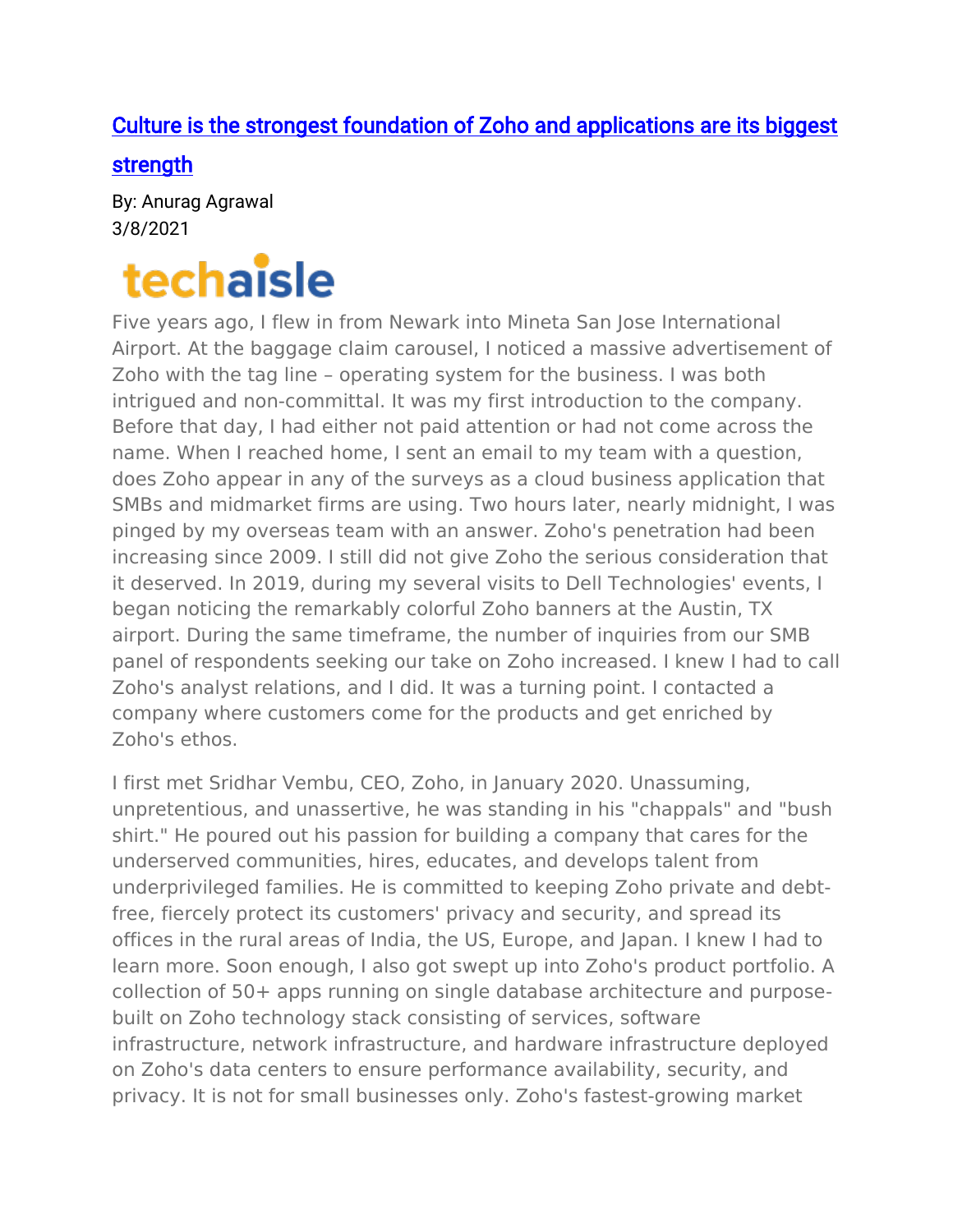# [Culture is the strongest foundation of Zoho and applications are its biggest strength]

By: Anurag Agrawal
3/8/2021

techaisle

Five years ago, I flew in from Newark into Mineta San Jose International Airport. At the baggage claim carousel, I noticed a massive advertisement of Zoho with the tag line – operating system for the business. I was both intrigued and non-committal. It was my first introduction to the company. Before that day, I had either not paid attention or had not come across the name. When I reached home, I sent an email to my team with a question, does Zoho appear in any of the surveys as a cloud business application that SMBs and midmarket firms are using. Two hours later, nearly midnight, I was pinged by my overseas team with an answer. Zoho's penetration had been increasing since 2009. I still did not give Zoho the serious consideration that it deserved. In 2019, during my several visits to Dell Technologies' events, I began noticing the remarkably colorful Zoho banners at the Austin, TX airport. During the same timeframe, the number of inquiries from our SMB panel of respondents seeking our take on Zoho increased. I knew I had to call Zoho's analyst relations, and I did. It was a turning point. I contacted a company where customers come for the products and get enriched by Zoho's ethos.

I first met Sridhar Vembu, CEO, Zoho, in January 2020. Unassuming, unpretentious, and unassertive, he was standing in his "chappals" and "bush shirt." He poured out his passion for building a company that cares for the underserved communities, hires, educates, and develops talent from underprivileged families. He is committed to keeping Zoho private and debt-free, fiercely protect its customers' privacy and security, and spread its offices in the rural areas of India, the US, Europe, and Japan. I knew I had to learn more. Soon enough, I also got swept up into Zoho's product portfolio. A collection of 50+ apps running on single database architecture and purpose-built on Zoho technology stack consisting of services, software infrastructure, network infrastructure, and hardware infrastructure deployed on Zoho's data centers to ensure performance availability, security, and privacy. It is not for small businesses only. Zoho's fastest-growing market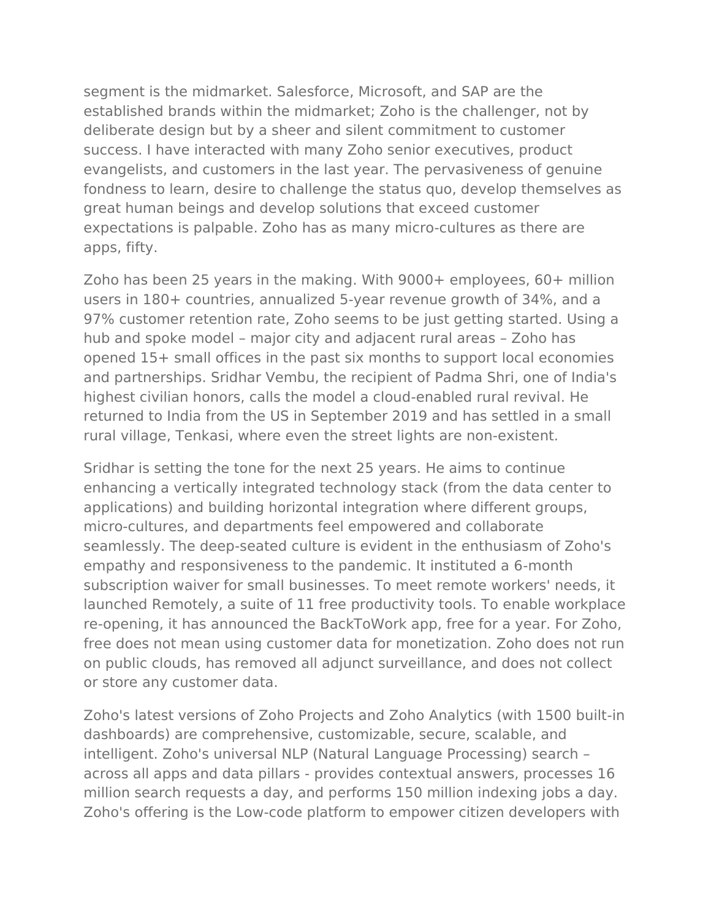segment is the midmarket. Salesforce, Microsoft, and SAP are the established brands within the midmarket; Zoho is the challenger, not by deliberate design but by a sheer and silent commitment to customer success. I have interacted with many Zoho senior executives, product evangelists, and customers in the last year. The pervasiveness of genuine fondness to learn, desire to challenge the status quo, develop themselves as great human beings and develop solutions that exceed customer expectations is palpable. Zoho has as many micro-cultures as there are apps, fifty.

Zoho has been 25 years in the making. With 9000+ employees, 60+ million users in 180+ countries, annualized 5-year revenue growth of 34%, and a 97% customer retention rate, Zoho seems to be just getting started. Using a hub and spoke model – major city and adjacent rural areas – Zoho has opened 15+ small offices in the past six months to support local economies and partnerships. Sridhar Vembu, the recipient of Padma Shri, one of India's highest civilian honors, calls the model a cloud-enabled rural revival. He returned to India from the US in September 2019 and has settled in a small rural village, Tenkasi, where even the street lights are non-existent.

Sridhar is setting the tone for the next 25 years. He aims to continue enhancing a vertically integrated technology stack (from the data center to applications) and building horizontal integration where different groups, micro-cultures, and departments feel empowered and collaborate seamlessly. The deep-seated culture is evident in the enthusiasm of Zoho's empathy and responsiveness to the pandemic. It instituted a 6-month subscription waiver for small businesses. To meet remote workers' needs, it launched Remotely, a suite of 11 free productivity tools. To enable workplace re-opening, it has announced the BackToWork app, free for a year. For Zoho, free does not mean using customer data for monetization. Zoho does not run on public clouds, has removed all adjunct surveillance, and does not collect or store any customer data.

Zoho's latest versions of Zoho Projects and Zoho Analytics (with 1500 built-in dashboards) are comprehensive, customizable, secure, scalable, and intelligent. Zoho's universal NLP (Natural Language Processing) search – across all apps and data pillars - provides contextual answers, processes 16 million search requests a day, and performs 150 million indexing jobs a day. Zoho's offering is the Low-code platform to empower citizen developers with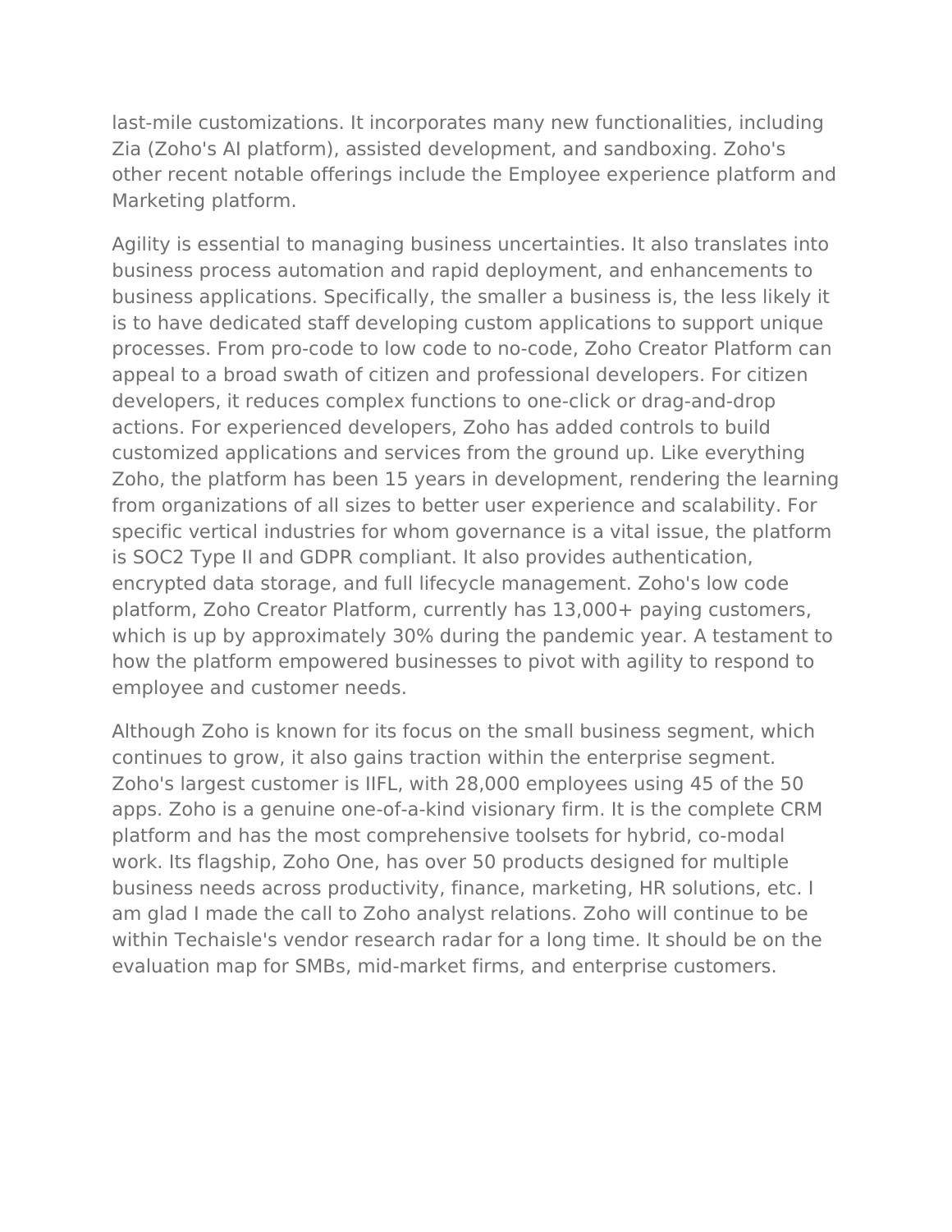last-mile customizations. It incorporates many new functionalities, including Zia (Zoho's AI platform), assisted development, and sandboxing. Zoho's other recent notable offerings include the Employee experience platform and Marketing platform.

Agility is essential to managing business uncertainties. It also translates into business process automation and rapid deployment, and enhancements to business applications. Specifically, the smaller a business is, the less likely it is to have dedicated staff developing custom applications to support unique processes. From pro-code to low code to no-code, Zoho Creator Platform can appeal to a broad swath of citizen and professional developers. For citizen developers, it reduces complex functions to one-click or drag-and-drop actions. For experienced developers, Zoho has added controls to build customized applications and services from the ground up. Like everything Zoho, the platform has been 15 years in development, rendering the learning from organizations of all sizes to better user experience and scalability. For specific vertical industries for whom governance is a vital issue, the platform is SOC2 Type II and GDPR compliant. It also provides authentication, encrypted data storage, and full lifecycle management. Zoho's low code platform, Zoho Creator Platform, currently has 13,000+ paying customers, which is up by approximately 30% during the pandemic year. A testament to how the platform empowered businesses to pivot with agility to respond to employee and customer needs.

Although Zoho is known for its focus on the small business segment, which continues to grow, it also gains traction within the enterprise segment. Zoho's largest customer is IIFL, with 28,000 employees using 45 of the 50 apps. Zoho is a genuine one-of-a-kind visionary firm. It is the complete CRM platform and has the most comprehensive toolsets for hybrid, co-modal work. Its flagship, Zoho One, has over 50 products designed for multiple business needs across productivity, finance, marketing, HR solutions, etc. I am glad I made the call to Zoho analyst relations. Zoho will continue to be within Techaisle's vendor research radar for a long time. It should be on the evaluation map for SMBs, mid-market firms, and enterprise customers.